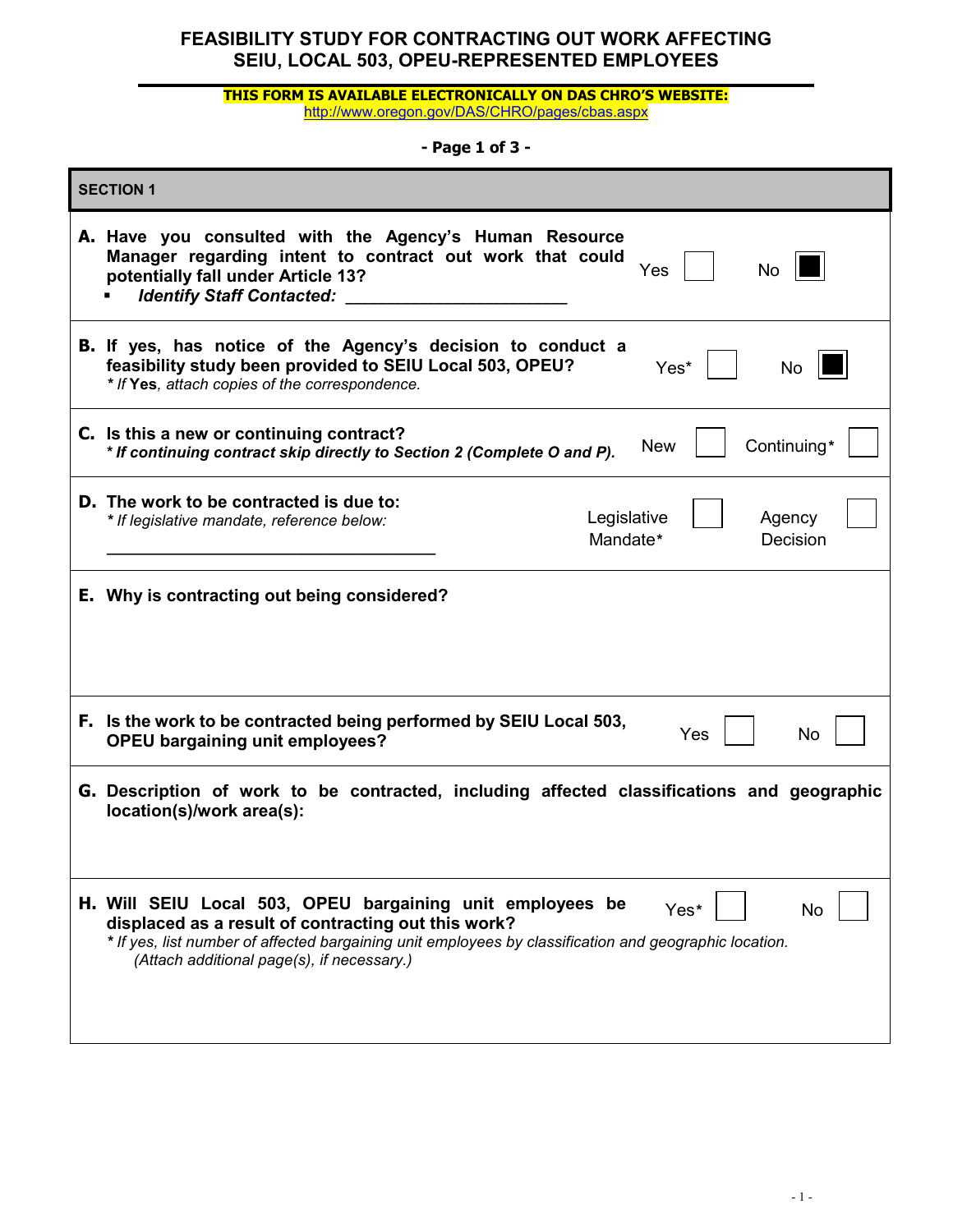# FEASIBILITY STUDY FOR CONTRACTING OUT WORK AFFECTING SEIU, LOCAL 503, OPEU-REPRESENTED EMPLOYEES

**THIS FORM IS AVAILABLE ELECTRONICALLY ON DAS CHRO'S WEBSITE:**
http://www.oregon.gov/DAS/CHRO/pages/cbas.aspx

**- Page 1 of 3 -**

## SECTION 1

**A. Have you consulted with the Agency's Human Resource Manager regarding intent to contract out work that could potentially fall under Article 13?**

- ***Identify Staff Contacted:*** ______________________

Yes ☐ No ☒

**B. If yes, has notice of the Agency's decision to conduct a feasibility study been provided to SEIU Local 503, OPEU?**

*\* If **Yes**, attach copies of the correspondence.*

Yes* ☐ No ☒

**C. Is this a new or continuing contract?**

***\* If continuing contract skip directly to Section 2 (Complete O and P).***

New ☐ Continuing* ☐

**D. The work to be contracted is due to:**

*\* If legislative mandate, reference below:*

___________________________________

Legislative Mandate* ☐ Agency Decision ☐

**E. Why is contracting out being considered?**

**F. Is the work to be contracted being performed by SEIU Local 503, OPEU bargaining unit employees?**

Yes ☐ No ☐

**G. Description of work to be contracted, including affected classifications and geographic location(s)/work area(s):**

**H. Will SEIU Local 503, OPEU bargaining unit employees be displaced as a result of contracting out this work?**

*\* If yes, list number of affected bargaining unit employees by classification and geographic location. (Attach additional page(s), if necessary.)*

Yes* ☐ No ☐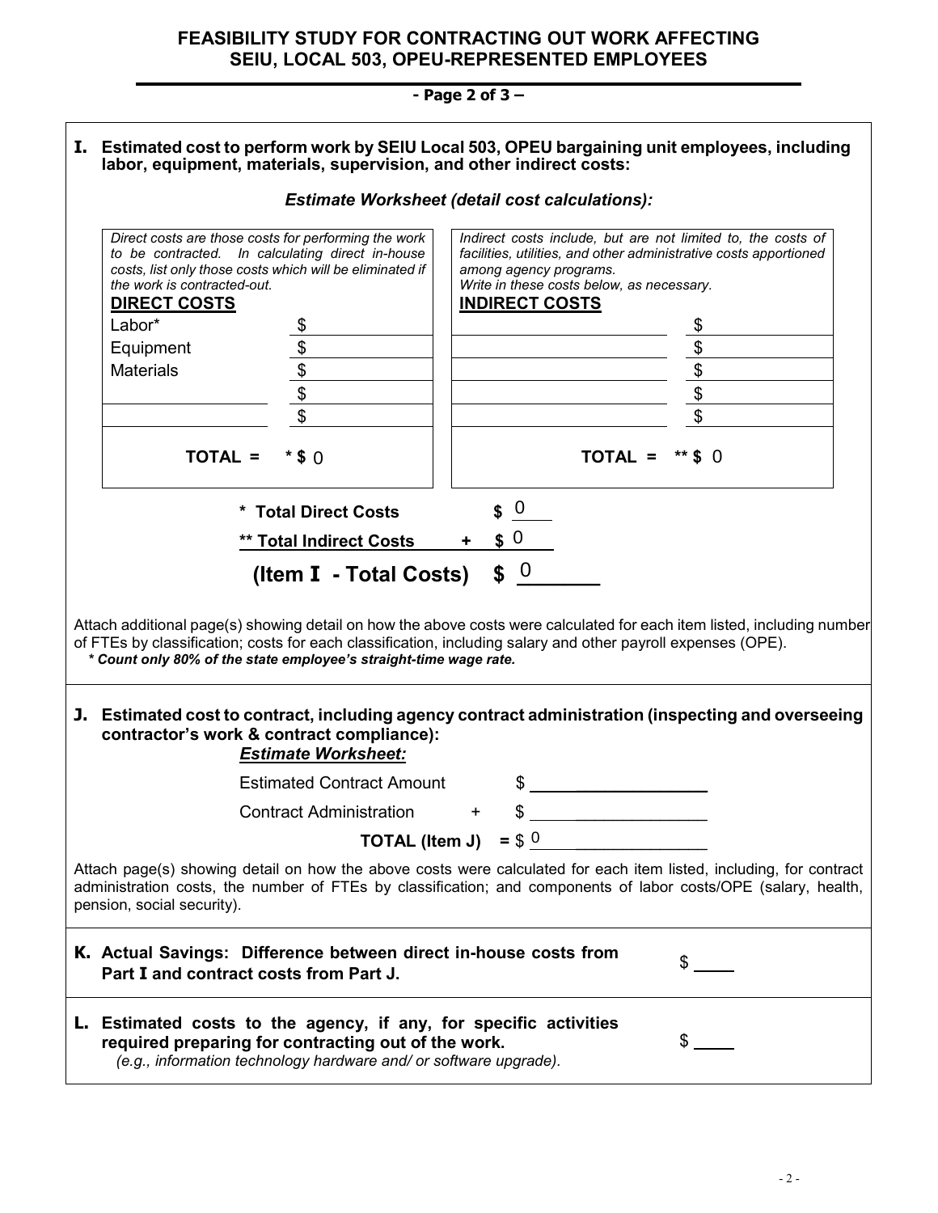# FEASIBILITY STUDY FOR CONTRACTING OUT WORK AFFECTING SEIU, LOCAL 503, OPEU-REPRESENTED EMPLOYEES

**- Page 2 of 3 –**

## I. Estimated cost to perform work by SEIU Local 503, OPEU bargaining unit employees, including labor, equipment, materials, supervision, and other indirect costs:

***Estimate Worksheet (detail cost calculations):***

*Direct costs are those costs for performing the work to be contracted. In calculating direct in-house costs, list only those costs which will be eliminated if the work is contracted-out.*

*Indirect costs include, but are not limited to, the costs of facilities, utilities, and other administrative costs apportioned among agency programs. Write in these costs below, as necessary.*

| **DIRECT COSTS** | | **INDIRECT COSTS** | |
|---|---|---|---|
| Labor* | $ | | $ |
| Equipment | $ | | $ |
| Materials | $ | | $ |
| | $ | | $ |
| | $ | | $ |
| **TOTAL =** | **\* $** 0 | **TOTAL =** | **\*\* $** 0 |

| | |
|---|---|
| **\* Total Direct Costs** | **$** 0 |
| **\*\* Total Indirect Costs** | **+ $** 0 |
| **(Item I - Total Costs)** | **$** 0 |

Attach additional page(s) showing detail on how the above costs were calculated for each item listed, including number of FTEs by classification; costs for each classification, including salary and other payroll expenses (OPE).

***\* Count only 80% of the state employee's straight-time wage rate.***

## J. Estimated cost to contract, including agency contract administration (inspecting and overseeing contractor's work & contract compliance):

***Estimate Worksheet:***

| | | |
|---|---|---|
| Estimated Contract Amount | | $ |
| Contract Administration | + | $ |
| **TOTAL (Item J)** | = | $ 0 |

Attach page(s) showing detail on how the above costs were calculated for each item listed, including, for contract administration costs, the number of FTEs by classification; and components of labor costs/OPE (salary, health, pension, social security).

## K. Actual Savings: Difference between direct in-house costs from Part I and contract costs from Part J.

$ ____

## L. Estimated costs to the agency, if any, for specific activities required preparing for contracting out of the work.

*(e.g., information technology hardware and/ or software upgrade).*

$ ____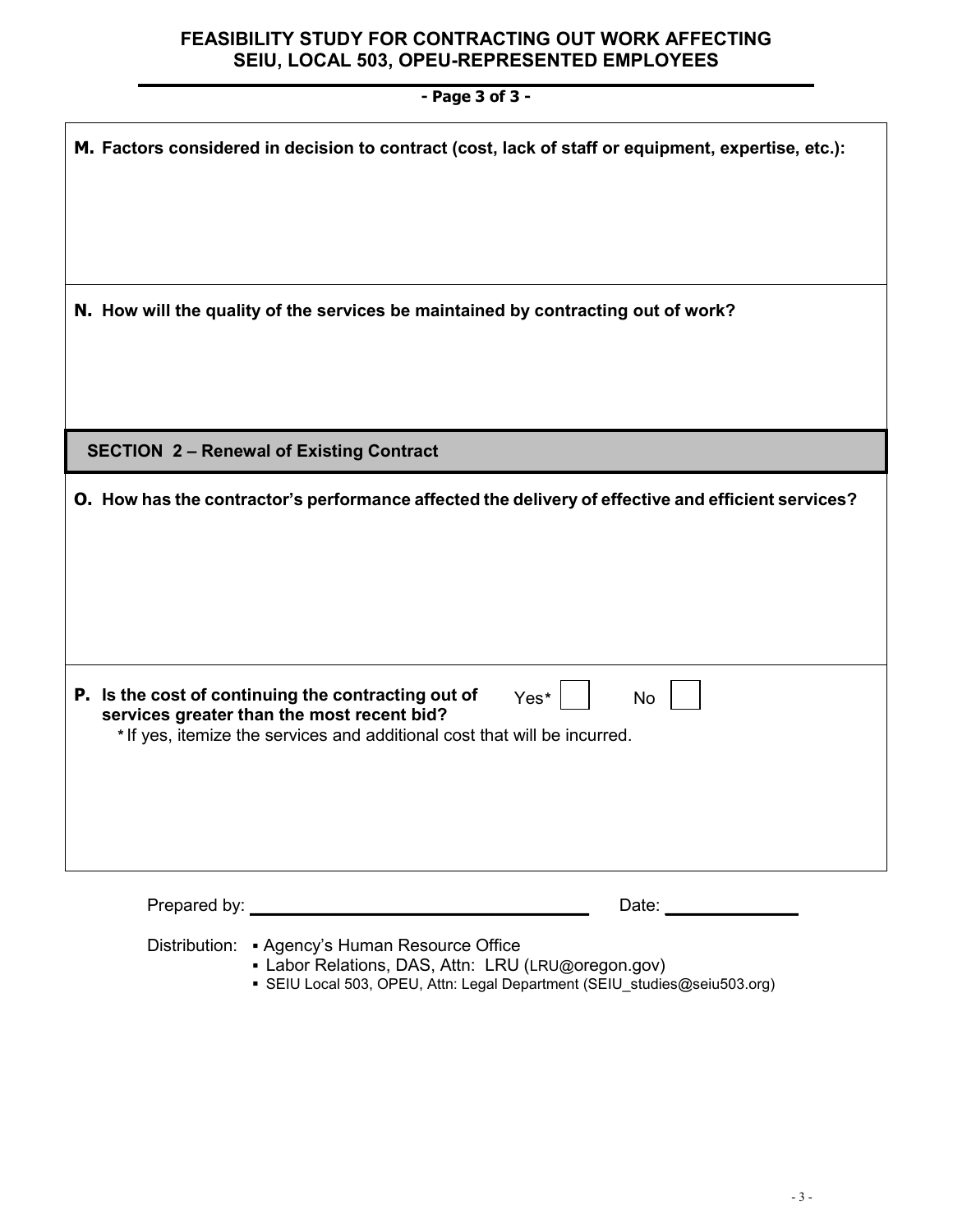# FEASIBILITY STUDY FOR CONTRACTING OUT WORK AFFECTING SEIU, LOCAL 503, OPEU-REPRESENTED EMPLOYEES

**M. Factors considered in decision to contract (cost, lack of staff or equipment, expertise, etc.):**

**N. How will the quality of the services be maintained by contracting out of work?**

## SECTION 2 – Renewal of Existing Contract

**O. How has the contractor's performance affected the delivery of effective and efficient services?**

**P. Is the cost of continuing the contracting out of services greater than the most recent bid?** Yes* ☐ No ☐

*If yes, itemize the services and additional cost that will be incurred.

Prepared by: ______________________________ Date: ______________

Distribution:
- Agency's Human Resource Office
- Labor Relations, DAS, Attn: LRU (LRU@oregon.gov)
- SEIU Local 503, OPEU, Attn: Legal Department (SEIU_studies@seiu503.org)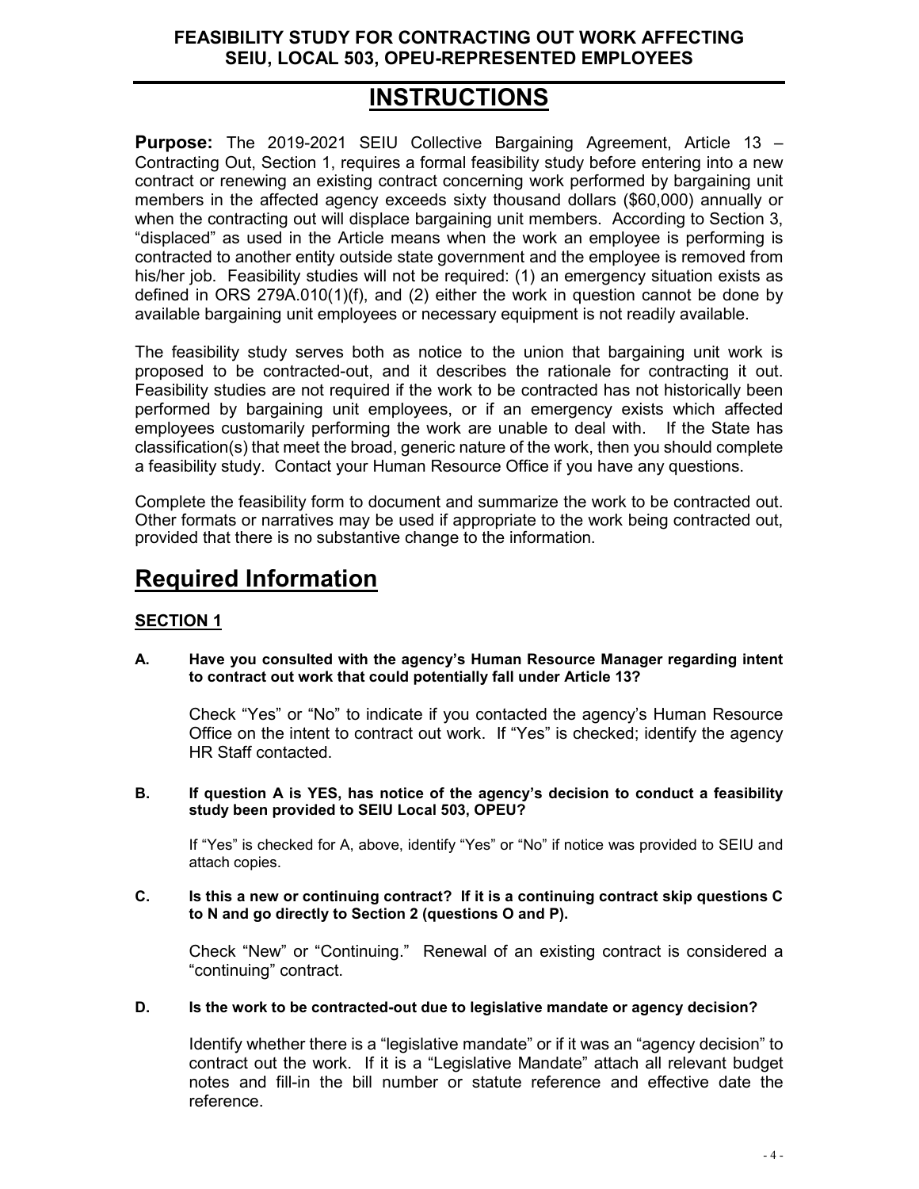FEASIBILITY STUDY FOR CONTRACTING OUT WORK AFFECTING SEIU, LOCAL 503, OPEU-REPRESENTED EMPLOYEES

# INSTRUCTIONS

**Purpose:** The 2019-2021 SEIU Collective Bargaining Agreement, Article 13 – Contracting Out, Section 1, requires a formal feasibility study before entering into a new contract or renewing an existing contract concerning work performed by bargaining unit members in the affected agency exceeds sixty thousand dollars ($60,000) annually or when the contracting out will displace bargaining unit members. According to Section 3, "displaced" as used in the Article means when the work an employee is performing is contracted to another entity outside state government and the employee is removed from his/her job. Feasibility studies will not be required: (1) an emergency situation exists as defined in ORS 279A.010(1)(f), and (2) either the work in question cannot be done by available bargaining unit employees or necessary equipment is not readily available.

The feasibility study serves both as notice to the union that bargaining unit work is proposed to be contracted-out, and it describes the rationale for contracting it out. Feasibility studies are not required if the work to be contracted has not historically been performed by bargaining unit employees, or if an emergency exists which affected employees customarily performing the work are unable to deal with. If the State has classification(s) that meet the broad, generic nature of the work, then you should complete a feasibility study. Contact your Human Resource Office if you have any questions.

Complete the feasibility form to document and summarize the work to be contracted out. Other formats or narratives may be used if appropriate to the work being contracted out, provided that there is no substantive change to the information.

# Required Information

## SECTION 1

**A. Have you consulted with the agency's Human Resource Manager regarding intent to contract out work that could potentially fall under Article 13?**

Check "Yes" or "No" to indicate if you contacted the agency's Human Resource Office on the intent to contract out work. If "Yes" is checked; identify the agency HR Staff contacted.

**B. If question A is YES, has notice of the agency's decision to conduct a feasibility study been provided to SEIU Local 503, OPEU?**

If "Yes" is checked for A, above, identify "Yes" or "No" if notice was provided to SEIU and attach copies.

**C. Is this a new or continuing contract? If it is a continuing contract skip questions C to N and go directly to Section 2 (questions O and P).**

Check "New" or "Continuing." Renewal of an existing contract is considered a "continuing" contract.

**D. Is the work to be contracted-out due to legislative mandate or agency decision?**

Identify whether there is a "legislative mandate" or if it was an "agency decision" to contract out the work. If it is a "Legislative Mandate" attach all relevant budget notes and fill-in the bill number or statute reference and effective date the reference.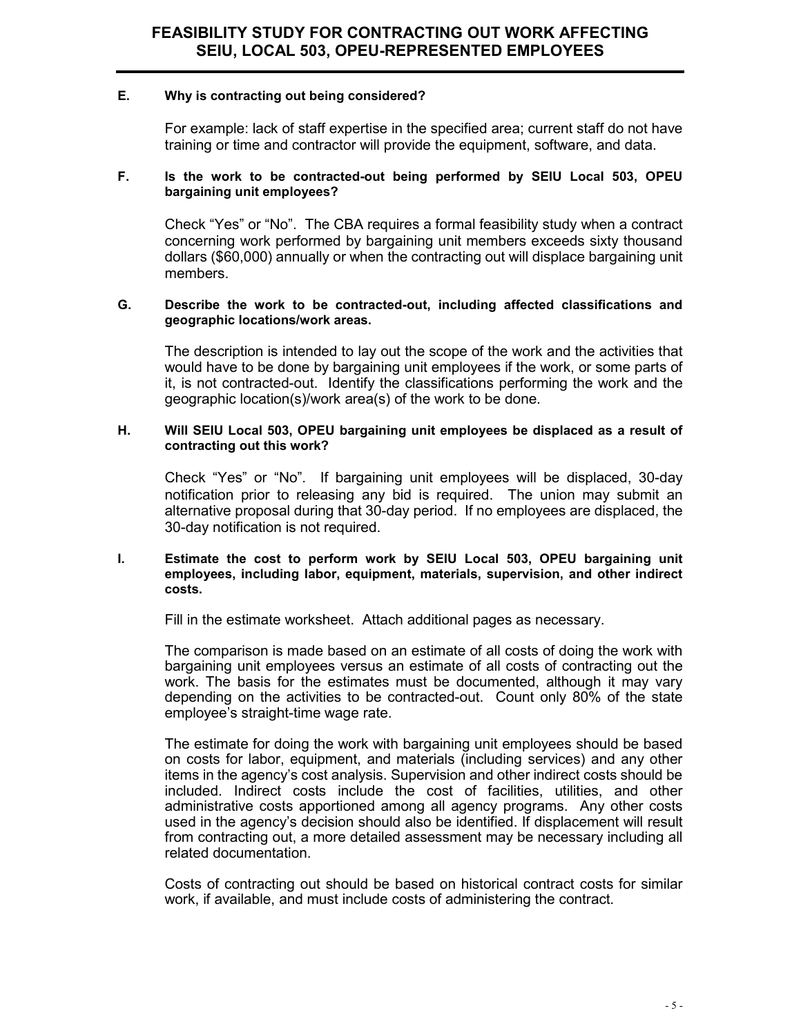**E. Why is contracting out being considered?**

For example: lack of staff expertise in the specified area; current staff do not have training or time and contractor will provide the equipment, software, and data.

**F. Is the work to be contracted-out being performed by SEIU Local 503, OPEU bargaining unit employees?**

Check “Yes” or “No”. The CBA requires a formal feasibility study when a contract concerning work performed by bargaining unit members exceeds sixty thousand dollars ($60,000) annually or when the contracting out will displace bargaining unit members.

**G. Describe the work to be contracted-out, including affected classifications and geographic locations/work areas.**

The description is intended to lay out the scope of the work and the activities that would have to be done by bargaining unit employees if the work, or some parts of it, is not contracted-out. Identify the classifications performing the work and the geographic location(s)/work area(s) of the work to be done.

**H. Will SEIU Local 503, OPEU bargaining unit employees be displaced as a result of contracting out this work?**

Check “Yes” or “No”. If bargaining unit employees will be displaced, 30-day notification prior to releasing any bid is required. The union may submit an alternative proposal during that 30-day period. If no employees are displaced, the 30-day notification is not required.

**I. Estimate the cost to perform work by SEIU Local 503, OPEU bargaining unit employees, including labor, equipment, materials, supervision, and other indirect costs.**

Fill in the estimate worksheet. Attach additional pages as necessary.

The comparison is made based on an estimate of all costs of doing the work with bargaining unit employees versus an estimate of all costs of contracting out the work. The basis for the estimates must be documented, although it may vary depending on the activities to be contracted-out. Count only 80% of the state employee’s straight-time wage rate.

The estimate for doing the work with bargaining unit employees should be based on costs for labor, equipment, and materials (including services) and any other items in the agency’s cost analysis. Supervision and other indirect costs should be included. Indirect costs include the cost of facilities, utilities, and other administrative costs apportioned among all agency programs. Any other costs used in the agency’s decision should also be identified. If displacement will result from contracting out, a more detailed assessment may be necessary including all related documentation.

Costs of contracting out should be based on historical contract costs for similar work, if available, and must include costs of administering the contract.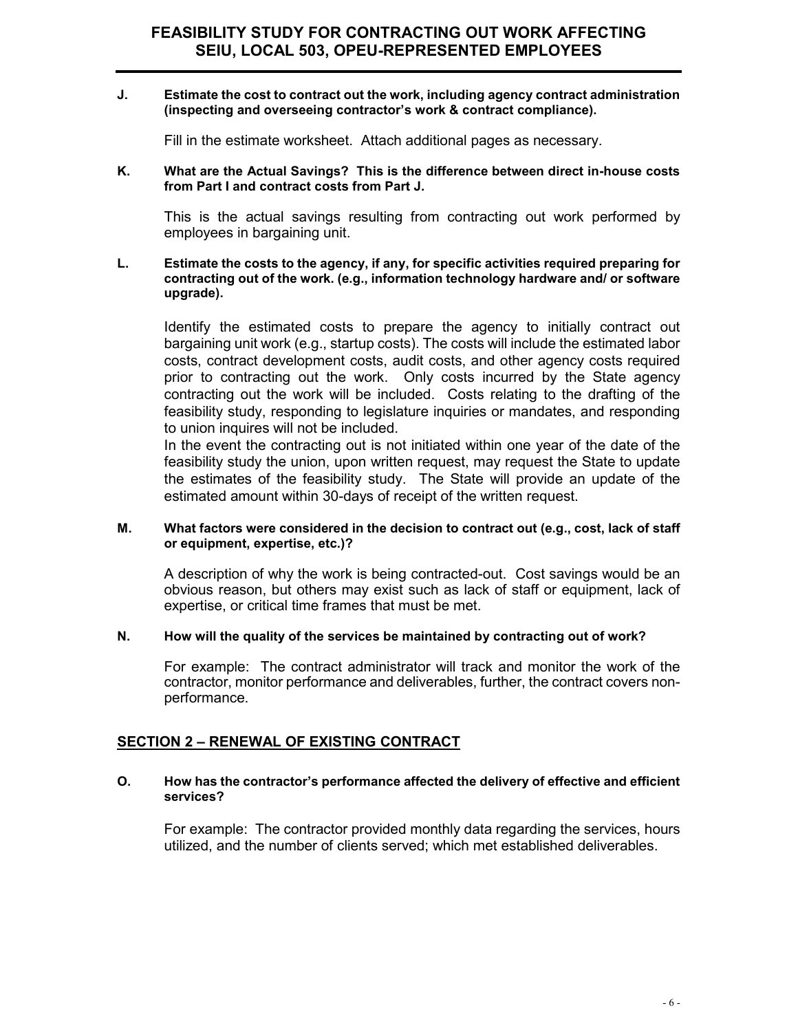**J. Estimate the cost to contract out the work, including agency contract administration (inspecting and overseeing contractor's work & contract compliance).**

Fill in the estimate worksheet. Attach additional pages as necessary.

**K. What are the Actual Savings? This is the difference between direct in-house costs from Part I and contract costs from Part J.**

This is the actual savings resulting from contracting out work performed by employees in bargaining unit.

**L. Estimate the costs to the agency, if any, for specific activities required preparing for contracting out of the work. (e.g., information technology hardware and/ or software upgrade).**

Identify the estimated costs to prepare the agency to initially contract out bargaining unit work (e.g., startup costs). The costs will include the estimated labor costs, contract development costs, audit costs, and other agency costs required prior to contracting out the work. Only costs incurred by the State agency contracting out the work will be included. Costs relating to the drafting of the feasibility study, responding to legislature inquiries or mandates, and responding to union inquires will not be included.

In the event the contracting out is not initiated within one year of the date of the feasibility study the union, upon written request, may request the State to update the estimates of the feasibility study. The State will provide an update of the estimated amount within 30-days of receipt of the written request.

**M. What factors were considered in the decision to contract out (e.g., cost, lack of staff or equipment, expertise, etc.)?**

A description of why the work is being contracted-out. Cost savings would be an obvious reason, but others may exist such as lack of staff or equipment, lack of expertise, or critical time frames that must be met.

**N. How will the quality of the services be maintained by contracting out of work?**

For example: The contract administrator will track and monitor the work of the contractor, monitor performance and deliverables, further, the contract covers non-performance.

## SECTION 2 – RENEWAL OF EXISTING CONTRACT

**O. How has the contractor's performance affected the delivery of effective and efficient services?**

For example: The contractor provided monthly data regarding the services, hours utilized, and the number of clients served; which met established deliverables.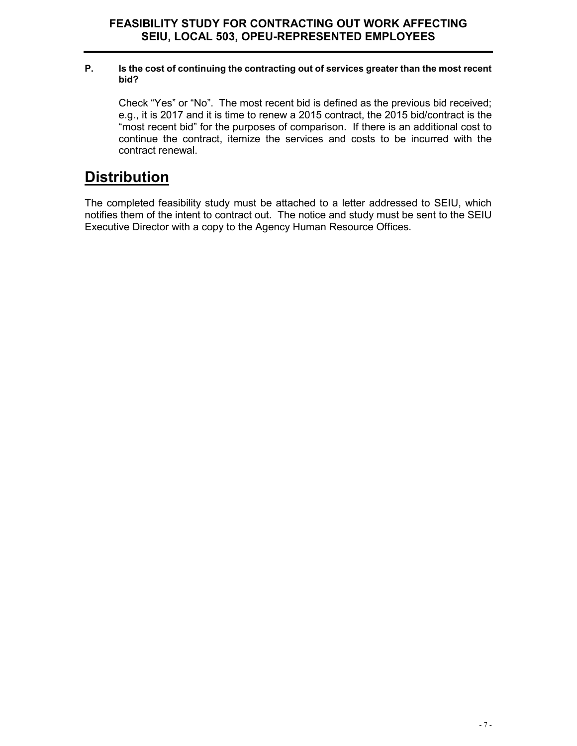**P. Is the cost of continuing the contracting out of services greater than the most recent bid?**

Check "Yes" or "No". The most recent bid is defined as the previous bid received; e.g., it is 2017 and it is time to renew a 2015 contract, the 2015 bid/contract is the "most recent bid" for the purposes of comparison. If there is an additional cost to continue the contract, itemize the services and costs to be incurred with the contract renewal.

# Distribution

The completed feasibility study must be attached to a letter addressed to SEIU, which notifies them of the intent to contract out. The notice and study must be sent to the SEIU Executive Director with a copy to the Agency Human Resource Offices.